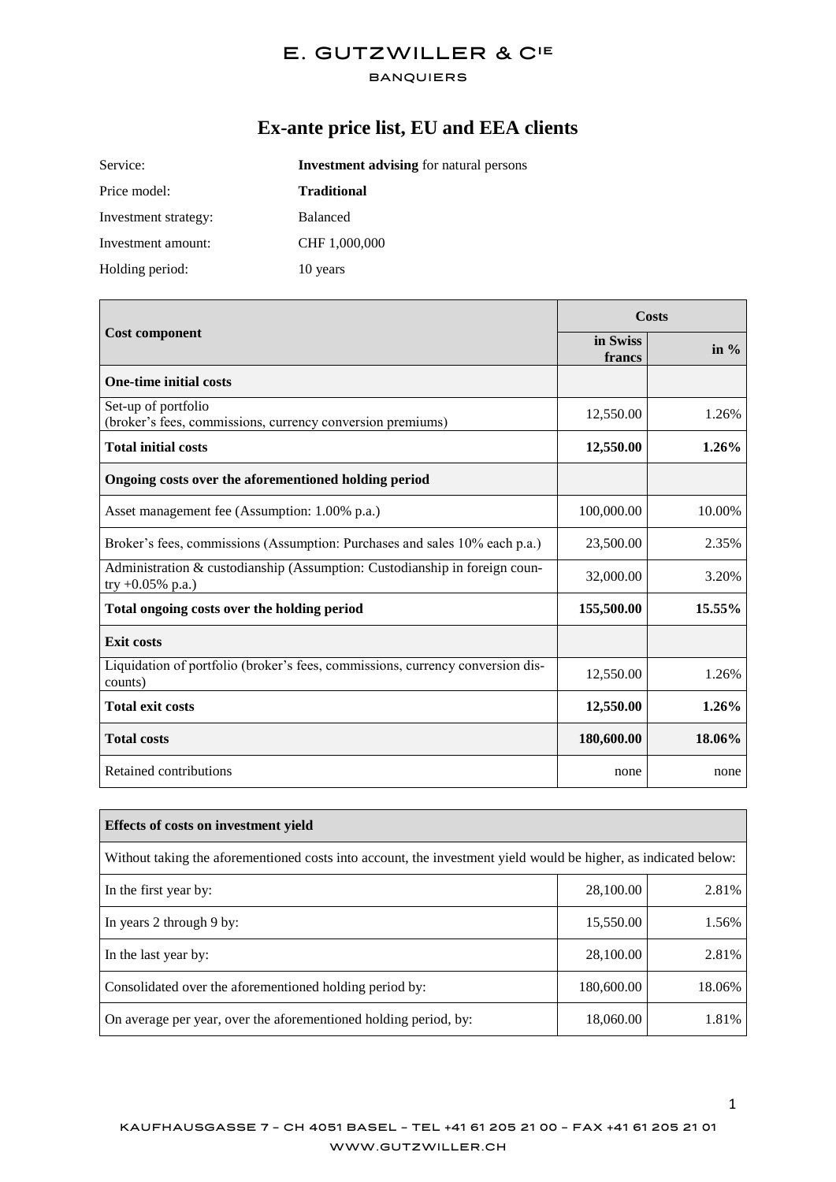E. GUTZWILLER & CIE

BANQUIERS

# Ex-ante price list, EU and EEA clients

Service: **Investment advising** for natural persons

Price model: **Traditional**

Investment strategy: Balanced

Investment amount: CHF 1,000,000

Holding period: 10 years

| Cost component | Costs | |
|---|---|---|
| | in Swiss francs | in % |
| **One-time initial costs** | | |
| Set-up of portfolio (broker's fees, commissions, currency conversion premiums) | 12,550.00 | 1.26% |
| **Total initial costs** | **12,550.00** | **1.26%** |
| **Ongoing costs over the aforementioned holding period** | | |
| Asset management fee (Assumption: 1.00% p.a.) | 100,000.00 | 10.00% |
| Broker's fees, commissions (Assumption: Purchases and sales 10% each p.a.) | 23,500.00 | 2.35% |
| Administration & custodianship (Assumption: Custodianship in foreign country +0.05% p.a.) | 32,000.00 | 3.20% |
| **Total ongoing costs over the holding period** | **155,500.00** | **15.55%** |
| **Exit costs** | | |
| Liquidation of portfolio (broker's fees, commissions, currency conversion discounts) | 12,550.00 | 1.26% |
| **Total exit costs** | **12,550.00** | **1.26%** |
| **Total costs** | **180,600.00** | **18.06%** |
| Retained contributions | none | none |

| **Effects of costs on investment yield** | | |
|---|---|---|
| Without taking the aforementioned costs into account, the investment yield would be higher, as indicated below: | | |
| In the first year by: | 28,100.00 | 2.81% |
| In years 2 through 9 by: | 15,550.00 | 1.56% |
| In the last year by: | 28,100.00 | 2.81% |
| Consolidated over the aforementioned holding period by: | 180,600.00 | 18.06% |
| On average per year, over the aforementioned holding period, by: | 18,060.00 | 1.81% |

KAUFHAUSGASSE 7 – CH 4051 BASEL – TEL +41 61 205 21 00 – FAX +41 61 205 21 01

WWW.GUTZWILLER.CH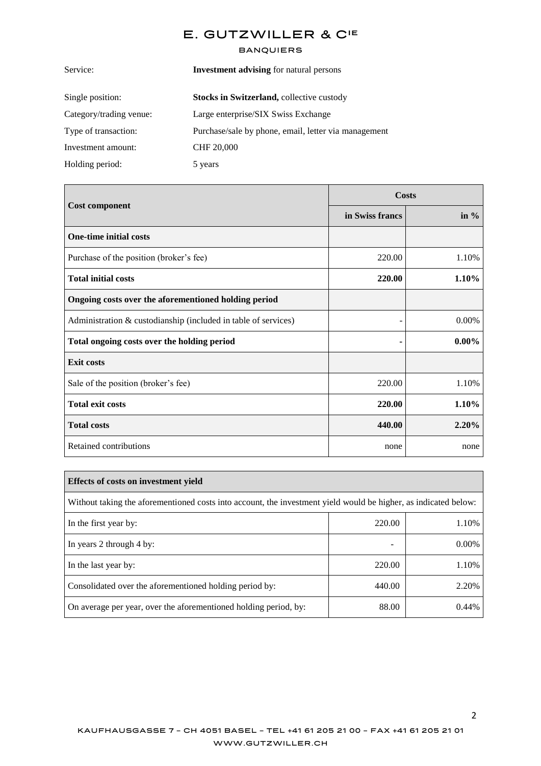| | |
|---|---|
| Service: | **Investment advising** for natural persons |
| Single position: | **Stocks in Switzerland,** collective custody |
| Category/trading venue: | Large enterprise/SIX Swiss Exchange |
| Type of transaction: | Purchase/sale by phone, email, letter via management |
| Investment amount: | CHF 20,000 |
| Holding period: | 5 years |

| **Cost component** | **Costs** | |
|---|---|---|
| | **in Swiss francs** | **in %** |
| **One-time initial costs** | | |
| Purchase of the position (broker's fee) | 220.00 | 1.10% |
| **Total initial costs** | **220.00** | **1.10%** |
| **Ongoing costs over the aforementioned holding period** | | |
| Administration & custodianship (included in table of services) | - | 0.00% |
| **Total ongoing costs over the holding period** | **-** | **0.00%** |
| **Exit costs** | | |
| Sale of the position (broker's fee) | 220.00 | 1.10% |
| **Total exit costs** | **220.00** | **1.10%** |
| **Total costs** | **440.00** | **2.20%** |
| Retained contributions | none | none |

| **Effects of costs on investment yield** | | |
|---|---|---|
| Without taking the aforementioned costs into account, the investment yield would be higher, as indicated below: | | |
| In the first year by: | 220.00 | 1.10% |
| In years 2 through 4 by: | - | 0.00% |
| In the last year by: | 220.00 | 1.10% |
| Consolidated over the aforementioned holding period by: | 440.00 | 2.20% |
| On average per year, over the aforementioned holding period, by: | 88.00 | 0.44% |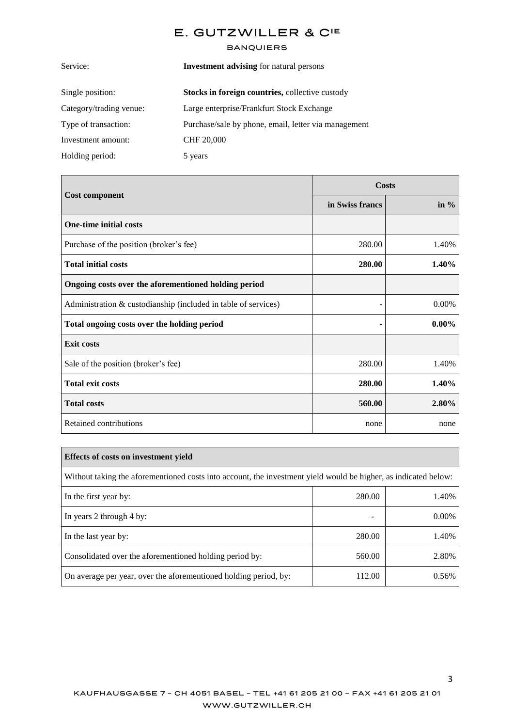# E. GUTZWILLER & CIE

BANQUIERS

| | |
|---|---|
| Service: | **Investment advising** for natural persons |
| Single position: | **Stocks in foreign countries,** collective custody |
| Category/trading venue: | Large enterprise/Frankfurt Stock Exchange |
| Type of transaction: | Purchase/sale by phone, email, letter via management |
| Investment amount: | CHF 20,000 |
| Holding period: | 5 years |

| **Cost component** | **Costs** | |
|---|---|---|
| | **in Swiss francs** | **in %** |
| **One-time initial costs** | | |
| Purchase of the position (broker's fee) | 280.00 | 1.40% |
| **Total initial costs** | **280.00** | **1.40%** |
| **Ongoing costs over the aforementioned holding period** | | |
| Administration & custodianship (included in table of services) | - | 0.00% |
| **Total ongoing costs over the holding period** | **-** | **0.00%** |
| **Exit costs** | | |
| Sale of the position (broker's fee) | 280.00 | 1.40% |
| **Total exit costs** | **280.00** | **1.40%** |
| **Total costs** | **560.00** | **2.80%** |
| Retained contributions | none | none |

| **Effects of costs on investment yield** | | |
|---|---|---|
| Without taking the aforementioned costs into account, the investment yield would be higher, as indicated below: | | |
| In the first year by: | 280.00 | 1.40% |
| In years 2 through 4 by: | - | 0.00% |
| In the last year by: | 280.00 | 1.40% |
| Consolidated over the aforementioned holding period by: | 560.00 | 2.80% |
| On average per year, over the aforementioned holding period, by: | 112.00 | 0.56% |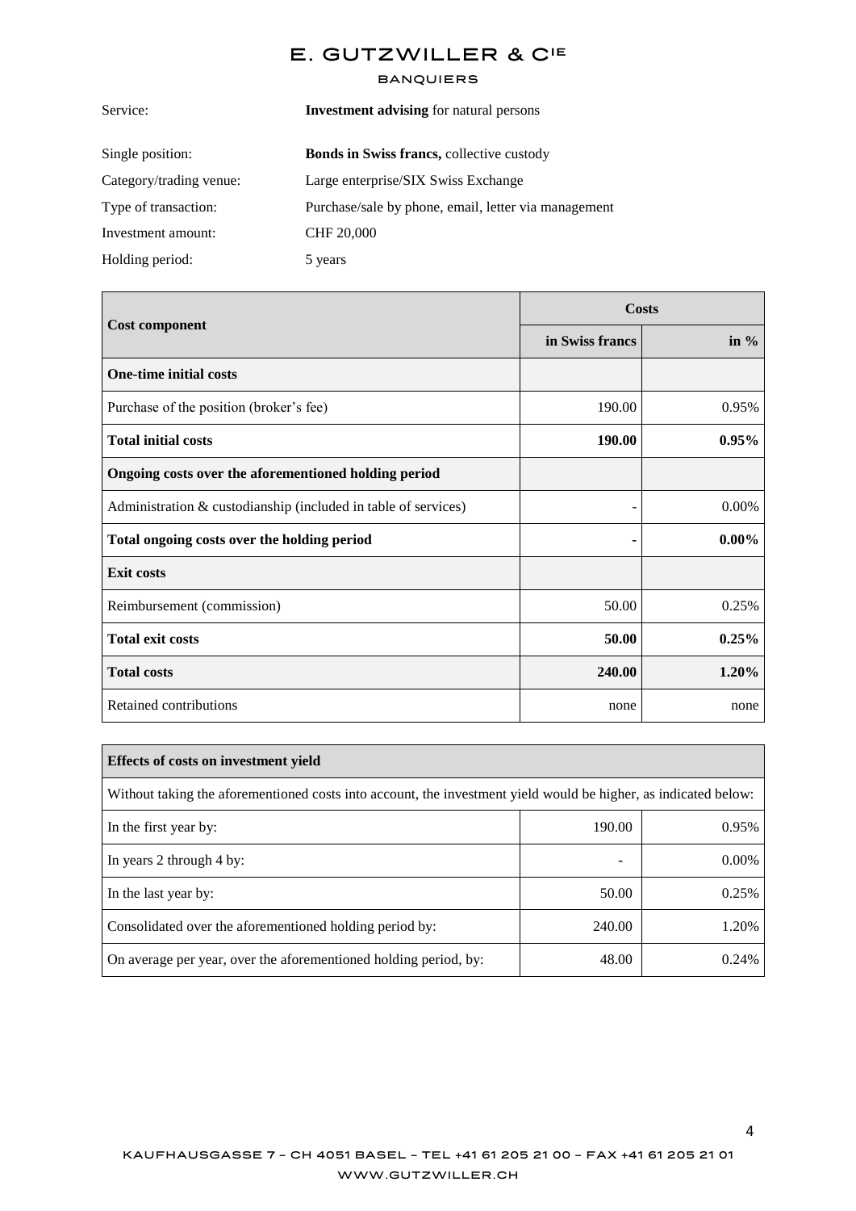# E. GUTZWILLER & CIE

BANQUIERS

| | |
|---|---|
| Service: | **Investment advising** for natural persons |
| Single position: | **Bonds in Swiss francs,** collective custody |
| Category/trading venue: | Large enterprise/SIX Swiss Exchange |
| Type of transaction: | Purchase/sale by phone, email, letter via management |
| Investment amount: | CHF 20,000 |
| Holding period: | 5 years |

| Cost component | Costs | |
|---|---|---|
| | in Swiss francs | in % |
| **One-time initial costs** | | |
| Purchase of the position (broker's fee) | 190.00 | 0.95% |
| **Total initial costs** | **190.00** | **0.95%** |
| **Ongoing costs over the aforementioned holding period** | | |
| Administration & custodianship (included in table of services) | - | 0.00% |
| **Total ongoing costs over the holding period** | **-** | **0.00%** |
| **Exit costs** | | |
| Reimbursement (commission) | 50.00 | 0.25% |
| **Total exit costs** | **50.00** | **0.25%** |
| **Total costs** | **240.00** | **1.20%** |
| Retained contributions | none | none |

| **Effects of costs on investment yield** | | |
|---|---|---|
| Without taking the aforementioned costs into account, the investment yield would be higher, as indicated below: | | |
| In the first year by: | 190.00 | 0.95% |
| In years 2 through 4 by: | - | 0.00% |
| In the last year by: | 50.00 | 0.25% |
| Consolidated over the aforementioned holding period by: | 240.00 | 1.20% |
| On average per year, over the aforementioned holding period, by: | 48.00 | 0.24% |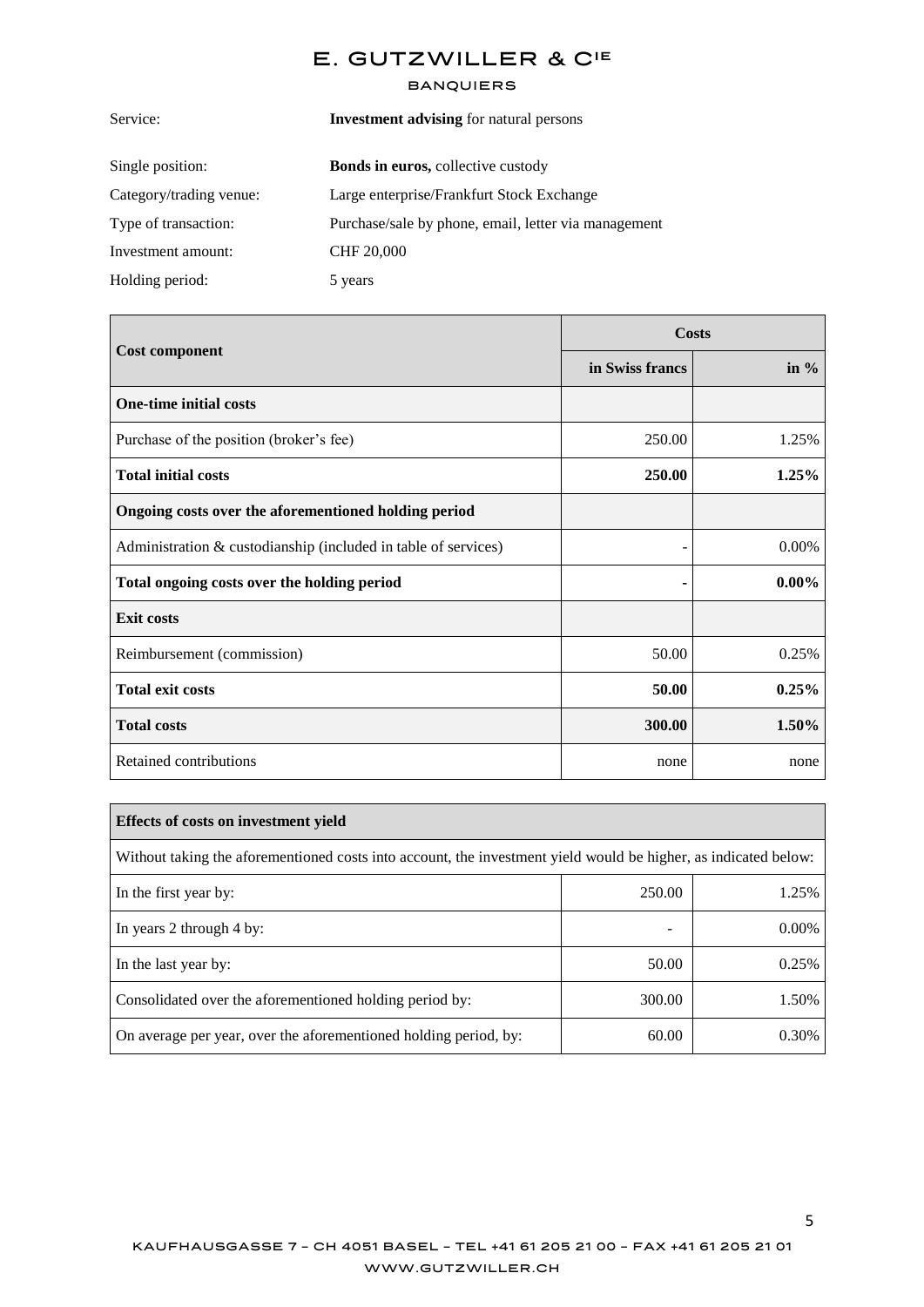Service: **Investment advising** for natural persons

Single position: **Bonds in euros,** collective custody

Category/trading venue: Large enterprise/Frankfurt Stock Exchange

Type of transaction: Purchase/sale by phone, email, letter via management

Investment amount: CHF 20,000

Holding period: 5 years

| Cost component | Costs | |
|---|---|---|
| | in Swiss francs | in % |
| **One-time initial costs** | | |
| Purchase of the position (broker's fee) | 250.00 | 1.25% |
| **Total initial costs** | **250.00** | **1.25%** |
| **Ongoing costs over the aforementioned holding period** | | |
| Administration & custodianship (included in table of services) | - | 0.00% |
| **Total ongoing costs over the holding period** | **-** | **0.00%** |
| **Exit costs** | | |
| Reimbursement (commission) | 50.00 | 0.25% |
| **Total exit costs** | **50.00** | **0.25%** |
| **Total costs** | **300.00** | **1.50%** |
| Retained contributions | none | none |

| **Effects of costs on investment yield** | | |
|---|---|---|
| Without taking the aforementioned costs into account, the investment yield would be higher, as indicated below: | | |
| In the first year by: | 250.00 | 1.25% |
| In years 2 through 4 by: | - | 0.00% |
| In the last year by: | 50.00 | 0.25% |
| Consolidated over the aforementioned holding period by: | 300.00 | 1.50% |
| On average per year, over the aforementioned holding period, by: | 60.00 | 0.30% |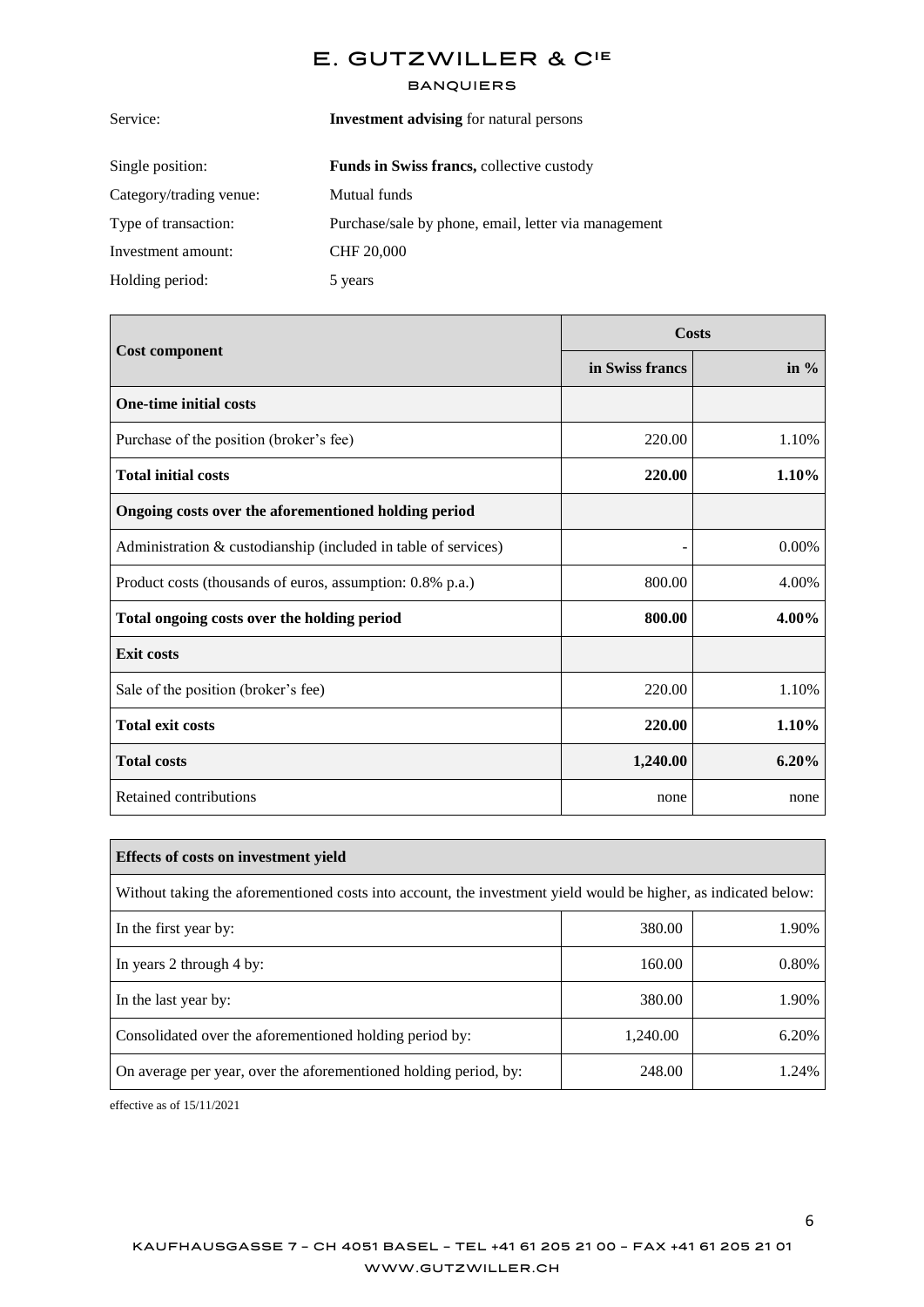Service: **Investment advising** for natural persons

Single position: **Funds in Swiss francs,** collective custody

Category/trading venue: Mutual funds

Type of transaction: Purchase/sale by phone, email, letter via management

Investment amount: CHF 20,000

Holding period: 5 years

| **Cost component** | **Costs** | |
|---|---|---|
| | **in Swiss francs** | **in %** |
| **One-time initial costs** | | |
| Purchase of the position (broker's fee) | 220.00 | 1.10% |
| **Total initial costs** | **220.00** | **1.10%** |
| **Ongoing costs over the aforementioned holding period** | | |
| Administration & custodianship (included in table of services) | - | 0.00% |
| Product costs (thousands of euros, assumption: 0.8% p.a.) | 800.00 | 4.00% |
| **Total ongoing costs over the holding period** | **800.00** | **4.00%** |
| **Exit costs** | | |
| Sale of the position (broker's fee) | 220.00 | 1.10% |
| **Total exit costs** | **220.00** | **1.10%** |
| **Total costs** | **1,240.00** | **6.20%** |
| Retained contributions | none | none |

| **Effects of costs on investment yield** | | |
|---|---|---|
| Without taking the aforementioned costs into account, the investment yield would be higher, as indicated below: | | |
| In the first year by: | 380.00 | 1.90% |
| In years 2 through 4 by: | 160.00 | 0.80% |
| In the last year by: | 380.00 | 1.90% |
| Consolidated over the aforementioned holding period by: | 1,240.00 | 6.20% |
| On average per year, over the aforementioned holding period, by: | 248.00 | 1.24% |

effective as of 15/11/2021